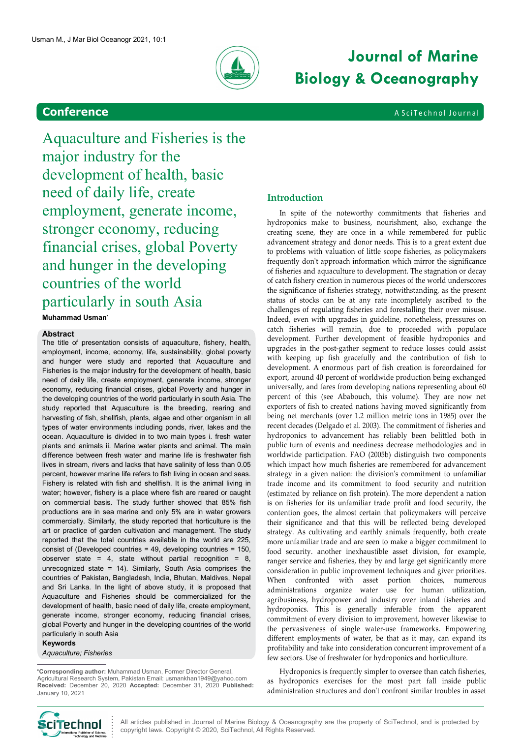Conference

# Aquaculture and Fisheries is the major industry for the development of health, basic need of daily life, create employment, generate income, stronger economy, reducing financial crises, global Poverty and hunger in the developing countries of the world particularly in south Asia

**Muhammad Usman***

### Abstract

The title of presentation consists of aquaculture, fishery, health, employment, income, economy, life, sustainability, global poverty and hunger were study and reported that Aquaculture and Fisheries is the major industry for the development of health, basic need of daily life, create employment, generate income, stronger economy, reducing financial crises, global Poverty and hunger in the developing countries of the world particularly in south Asia. The study reported that Aquaculture is the breeding, rearing and harvesting of fish, shellfish, plants, algae and other organism in all types of water environments including ponds, river, lakes and the ocean. Aquaculture is divided in to two main types i. fresh water plants and animals ii. Marine water plants and animal. The main difference between fresh water and marine life is freshwater fish lives in stream, rivers and lacks that have salinity of less than 0.05 percent, however marine life refers to fish living in ocean and seas. Fishery is related with fish and shellfish. It is the animal living in water; however, fishery is a place where fish are reared or caught on commercial basis. The study further showed that 85% fish productions are in sea marine and only 5% are in water growers commercially. Similarly, the study reported that horticulture is the art or practice of garden cultivation and management. The study reported that the total countries available in the world are 225, consist of (Developed countries = 49, developing countries = 150, observer state = 4, state without partial recognition = 8, unrecognized state = 14). Similarly, South Asia comprises the countries of Pakistan, Bangladesh, India, Bhutan, Maldives, Nepal and Sri Lanka. In the light of above study, it is proposed that Aquaculture and Fisheries should be commercialized for the development of health, basic need of daily life, create employment, generate income, stronger economy, reducing financial crises, global Poverty and hunger in the developing countries of the world particularly in south Asia

**Keywords**

*Aquaculture; Fisheries*

**\*Corresponding author:** Muhammad Usman, Former Director General, Agricultural Research System, Pakistan Email: usmankhan1949@yahoo.com
**Received:** December 20, 2020 **Accepted:** December 31, 2020 **Published:** January 10, 2021

## Introduction

In spite of the noteworthy commitments that fisheries and hydroponics make to business, nourishment, also, exchange the creating scene, they are once in a while remembered for public advancement strategy and donor needs. This is to a great extent due to problems with valuation of little scope fisheries, as policymakers frequently don't approach information which mirror the significance of fisheries and aquaculture to development. The stagnation or decay of catch fishery creation in numerous pieces of the world underscores the significance of fisheries strategy, notwithstanding, as the present status of stocks can be at any rate incompletely ascribed to the challenges of regulating fisheries and forestalling their over misuse. Indeed, even with upgrades in guideline, nonetheless, pressures on catch fisheries will remain, due to proceeded with populace development. Further development of feasible hydroponics and upgrades in the post-gather segment to reduce losses could assist with keeping up fish gracefully and the contribution of fish to development. A enormous part of fish creation is foreordained for export, around 40 percent of worldwide production being exchanged universally, and fares from developing nations representing about 60 percent of this (see Ababouch, this volume). They are now net exporters of fish to created nations having moved significantly from being net merchants (over 1.2 million metric tons in 1985) over the recent decades (Delgado et al. 2003). The commitment of fisheries and hydroponics to advancement has reliably been belittled both in public turn of events and neediness decrease methodologies and in worldwide participation. FAO (2005b) distinguish two components which impact how much fisheries are remembered for advancement strategy in a given nation: the division's commitment to unfamiliar trade income and its commitment to food security and nutrition (estimated by reliance on fish protein). The more dependent a nation is on fisheries for its unfamiliar trade profit and food security, the contention goes, the almost certain that policymakers will perceive their significance and that this will be reflected being developed strategy. As cultivating and earthly animals frequently, both create more unfamiliar trade and are seen to make a bigger commitment to food security. another inexhaustible asset division, for example, ranger service and fisheries, they by and large get significantly more consideration in public improvement techniques and giver priorities. When confronted with asset portion choices, numerous administrations organize water use for human utilization, agribusiness, hydropower and industry over inland fisheries and hydroponics. This is generally inferable from the apparent commitment of every division to improvement, however likewise to the pervasiveness of single water-use frameworks. Empowering different employments of water, be that as it may, can expand its profitability and take into consideration concurrent improvement of a few sectors. Use of freshwater for hydroponics and horticulture.

Hydroponics is frequently simpler to oversee than catch fisheries, as hydroponics exercises for the most part fall inside public administration structures and don't confront similar troubles in asset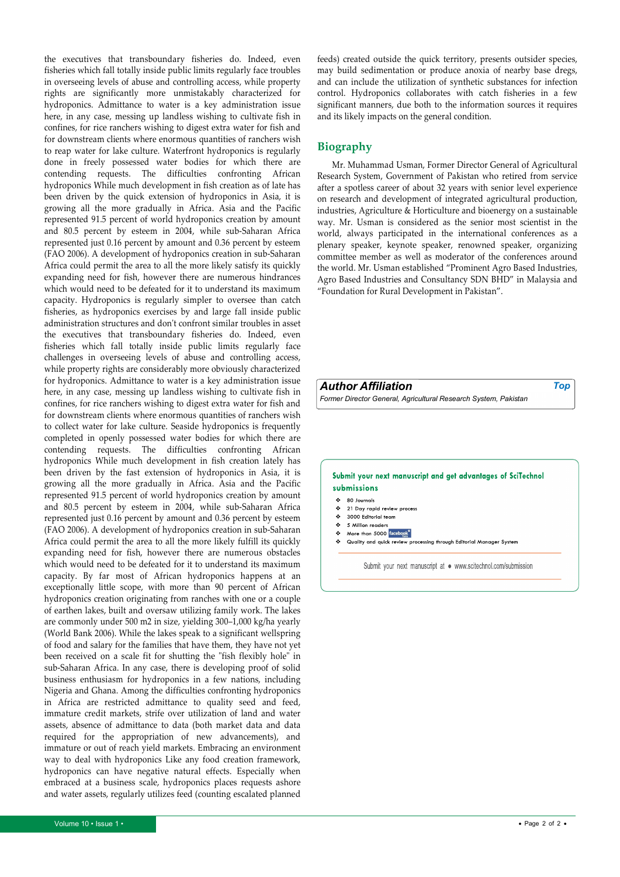the executives that transboundary fisheries do. Indeed, even fisheries which fall totally inside public limits regularly face troubles in overseeing levels of abuse and controlling access, while property rights are significantly more unmistakably characterized for hydroponics. Admittance to water is a key administration issue here, in any case, messing up landless wishing to cultivate fish in confines, for rice ranchers wishing to digest extra water for fish and for downstream clients where enormous quantities of ranchers wish to reap water for lake culture. Waterfront hydroponics is regularly done in freely possessed water bodies for which there are contending requests. The difficulties confronting African hydroponics While much development in fish creation as of late has been driven by the quick extension of hydroponics in Asia, it is growing all the more gradually in Africa. Asia and the Pacific represented 91.5 percent of world hydroponics creation by amount and 80.5 percent by esteem in 2004, while sub-Saharan Africa represented just 0.16 percent by amount and 0.36 percent by esteem (FAO 2006). A development of hydroponics creation in sub-Saharan Africa could permit the area to all the more likely satisfy its quickly expanding need for fish, however there are numerous hindrances which would need to be defeated for it to understand its maximum capacity. Hydroponics is regularly simpler to oversee than catch fisheries, as hydroponics exercises by and large fall inside public administration structures and don't confront similar troubles in asset the executives that transboundary fisheries do. Indeed, even fisheries which fall totally inside public limits regularly face challenges in overseeing levels of abuse and controlling access, while property rights are considerably more obviously characterized for hydroponics. Admittance to water is a key administration issue here, in any case, messing up landless wishing to cultivate fish in confines, for rice ranchers wishing to digest extra water for fish and for downstream clients where enormous quantities of ranchers wish to collect water for lake culture. Seaside hydroponics is frequently completed in openly possessed water bodies for which there are contending requests. The difficulties confronting African hydroponics While much development in fish creation lately has been driven by the fast extension of hydroponics in Asia, it is growing all the more gradually in Africa. Asia and the Pacific represented 91.5 percent of world hydroponics creation by amount and 80.5 percent by esteem in 2004, while sub-Saharan Africa represented just 0.16 percent by amount and 0.36 percent by esteem (FAO 2006). A development of hydroponics creation in sub-Saharan Africa could permit the area to all the more likely fulfill its quickly expanding need for fish, however there are numerous obstacles which would need to be defeated for it to understand its maximum capacity. By far most of African hydroponics happens at an exceptionally little scope, with more than 90 percent of African hydroponics creation originating from ranches with one or a couple of earthen lakes, built and oversaw utilizing family work. The lakes are commonly under 500 m2 in size, yielding 300–1,000 kg/ha yearly (World Bank 2006). While the lakes speak to a significant wellspring of food and salary for the families that have them, they have not yet been received on a scale fit for shutting the "fish flexibly hole" in sub-Saharan Africa. In any case, there is developing proof of solid business enthusiasm for hydroponics in a few nations, including Nigeria and Ghana. Among the difficulties confronting hydroponics in Africa are restricted admittance to quality seed and feed, immature credit markets, strife over utilization of land and water assets, absence of admittance to data (both market data and data required for the appropriation of new advancements), and immature or out of reach yield markets. Embracing an environment way to deal with hydroponics Like any food creation framework, hydroponics can have negative natural effects. Especially when embraced at a business scale, hydroponics places requests ashore and water assets, regularly utilizes feed (counting escalated planned feeds) created outside the quick territory, presents outsider species, may build sedimentation or produce anoxia of nearby base dregs, and can include the utilization of synthetic substances for infection control. Hydroponics collaborates with catch fisheries in a few significant manners, due both to the information sources it requires and its likely impacts on the general condition.

## Biography

Mr. Muhammad Usman, Former Director General of Agricultural Research System, Government of Pakistan who retired from service after a spotless career of about 32 years with senior level experience on research and development of integrated agricultural production, industries, Agriculture & Horticulture and bioenergy on a sustainable way. Mr. Usman is considered as the senior most scientist in the world, always participated in the international conferences as a plenary speaker, keynote speaker, renowned speaker, organizing committee member as well as moderator of the conferences around the world. Mr. Usman established "Prominent Agro Based Industries, Agro Based Industries and Consultancy SDN BHD" in Malaysia and "Foundation for Rural Development in Pakistan".

### *Author Affiliation*

*Former Director General, Agricultural Research System, Pakistan*

**Submit your next manuscript and get advantages of SciTechnol submissions**

- 80 Journals
- 21 Day rapid review process
- 3000 Editorial team
- 5 Million readers
- More than 5000 facebook
- Quality and quick review processing through Editorial Manager System

Submit your next manuscript at ● www.scitechnol.com/submission